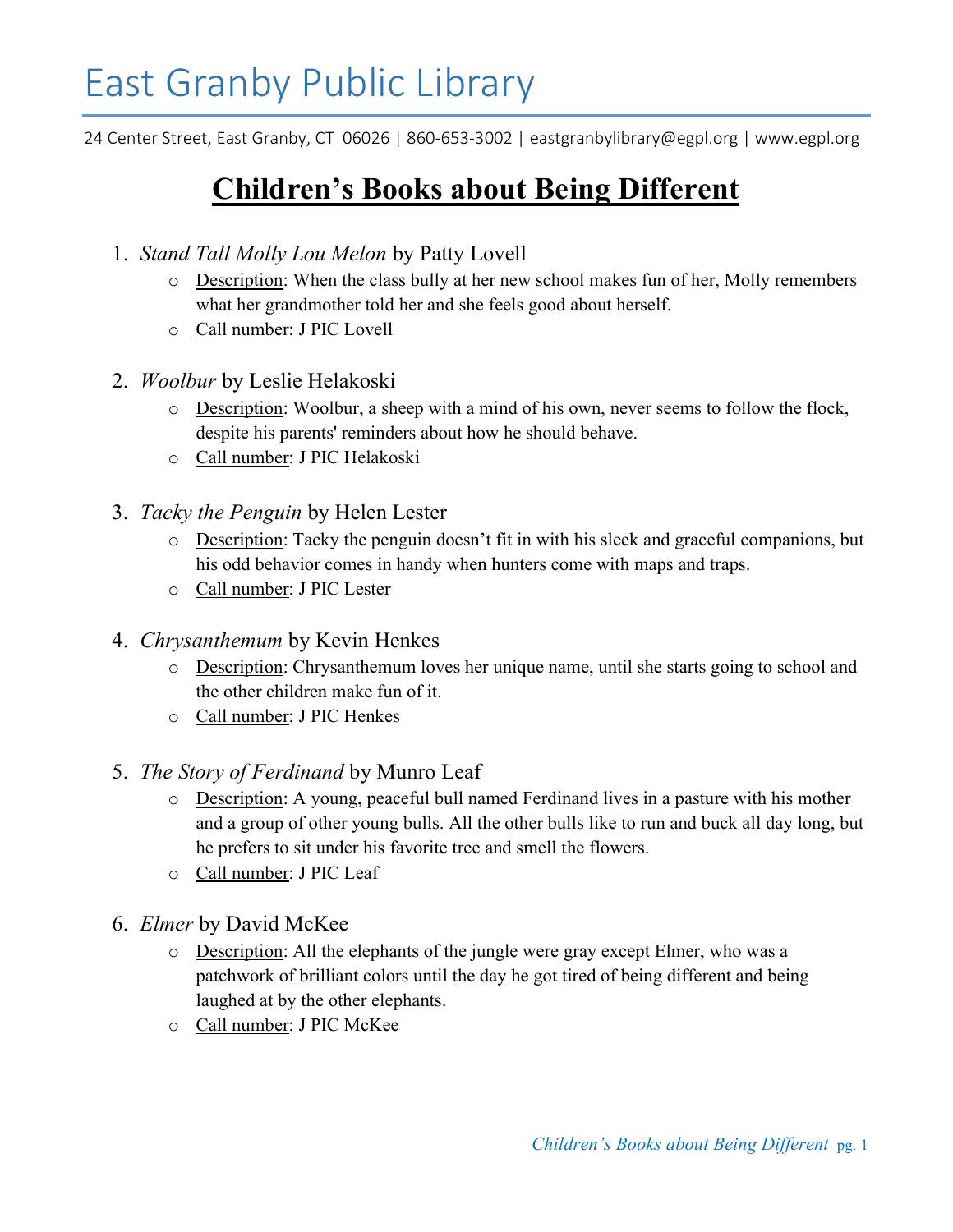# East Granby Public Library

24 Center Street, East Granby, CT 06026 | 860-653-3002 | eastgranbylibrary@egpl.org | www.egpl.org

## **Children's Books about Being Different**

1. *Stand Tall Molly Lou Melon* by Patty Lovell
   - Description: When the class bully at her new school makes fun of her, Molly remembers what her grandmother told her and she feels good about herself.
   - Call number: J PIC Lovell

2. *Woolbur* by Leslie Helakoski
   - Description: Woolbur, a sheep with a mind of his own, never seems to follow the flock, despite his parents' reminders about how he should behave.
   - Call number: J PIC Helakoski

3. *Tacky the Penguin* by Helen Lester
   - Description: Tacky the penguin doesn't fit in with his sleek and graceful companions, but his odd behavior comes in handy when hunters come with maps and traps.
   - Call number: J PIC Lester

4. *Chrysanthemum* by Kevin Henkes
   - Description: Chrysanthemum loves her unique name, until she starts going to school and the other children make fun of it.
   - Call number: J PIC Henkes

5. *The Story of Ferdinand* by Munro Leaf
   - Description: A young, peaceful bull named Ferdinand lives in a pasture with his mother and a group of other young bulls. All the other bulls like to run and buck all day long, but he prefers to sit under his favorite tree and smell the flowers.
   - Call number: J PIC Leaf

6. *Elmer* by David McKee
   - Description: All the elephants of the jungle were gray except Elmer, who was a patchwork of brilliant colors until the day he got tired of being different and being laughed at by the other elephants.
   - Call number: J PIC McKee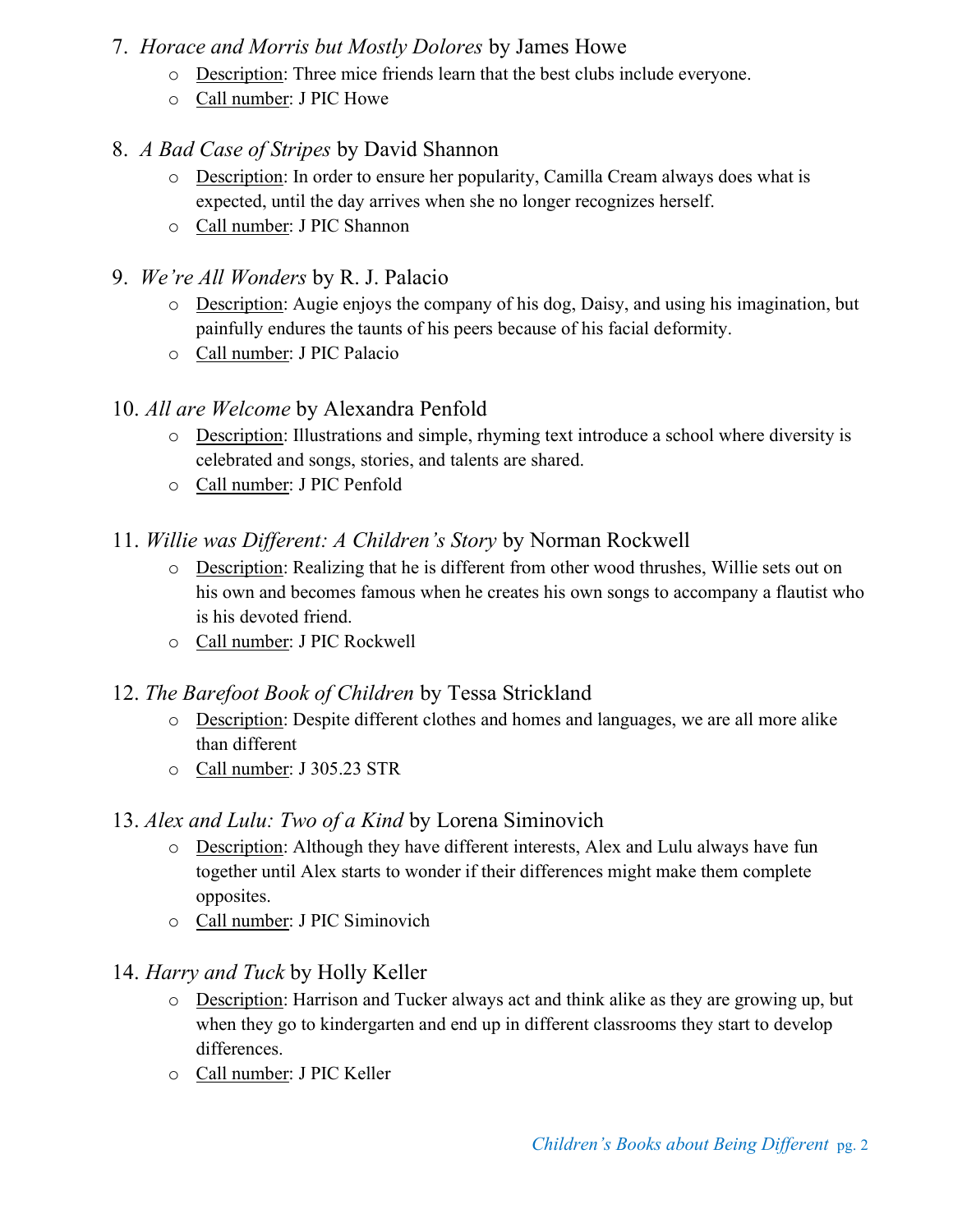7. *Horace and Morris but Mostly Dolores* by James Howe
   - Description: Three mice friends learn that the best clubs include everyone.
   - Call number: J PIC Howe

8. *A Bad Case of Stripes* by David Shannon
   - Description: In order to ensure her popularity, Camilla Cream always does what is expected, until the day arrives when she no longer recognizes herself.
   - Call number: J PIC Shannon

9. *We're All Wonders* by R. J. Palacio
   - Description: Augie enjoys the company of his dog, Daisy, and using his imagination, but painfully endures the taunts of his peers because of his facial deformity.
   - Call number: J PIC Palacio

10. *All are Welcome* by Alexandra Penfold
    - Description: Illustrations and simple, rhyming text introduce a school where diversity is celebrated and songs, stories, and talents are shared.
    - Call number: J PIC Penfold

11. *Willie was Different: A Children's Story* by Norman Rockwell
    - Description: Realizing that he is different from other wood thrushes, Willie sets out on his own and becomes famous when he creates his own songs to accompany a flautist who is his devoted friend.
    - Call number: J PIC Rockwell

12. *The Barefoot Book of Children* by Tessa Strickland
    - Description: Despite different clothes and homes and languages, we are all more alike than different
    - Call number: J 305.23 STR

13. *Alex and Lulu: Two of a Kind* by Lorena Siminovich
    - Description: Although they have different interests, Alex and Lulu always have fun together until Alex starts to wonder if their differences might make them complete opposites.
    - Call number: J PIC Siminovich

14. *Harry and Tuck* by Holly Keller
    - Description: Harrison and Tucker always act and think alike as they are growing up, but when they go to kindergarten and end up in different classrooms they start to develop differences.
    - Call number: J PIC Keller